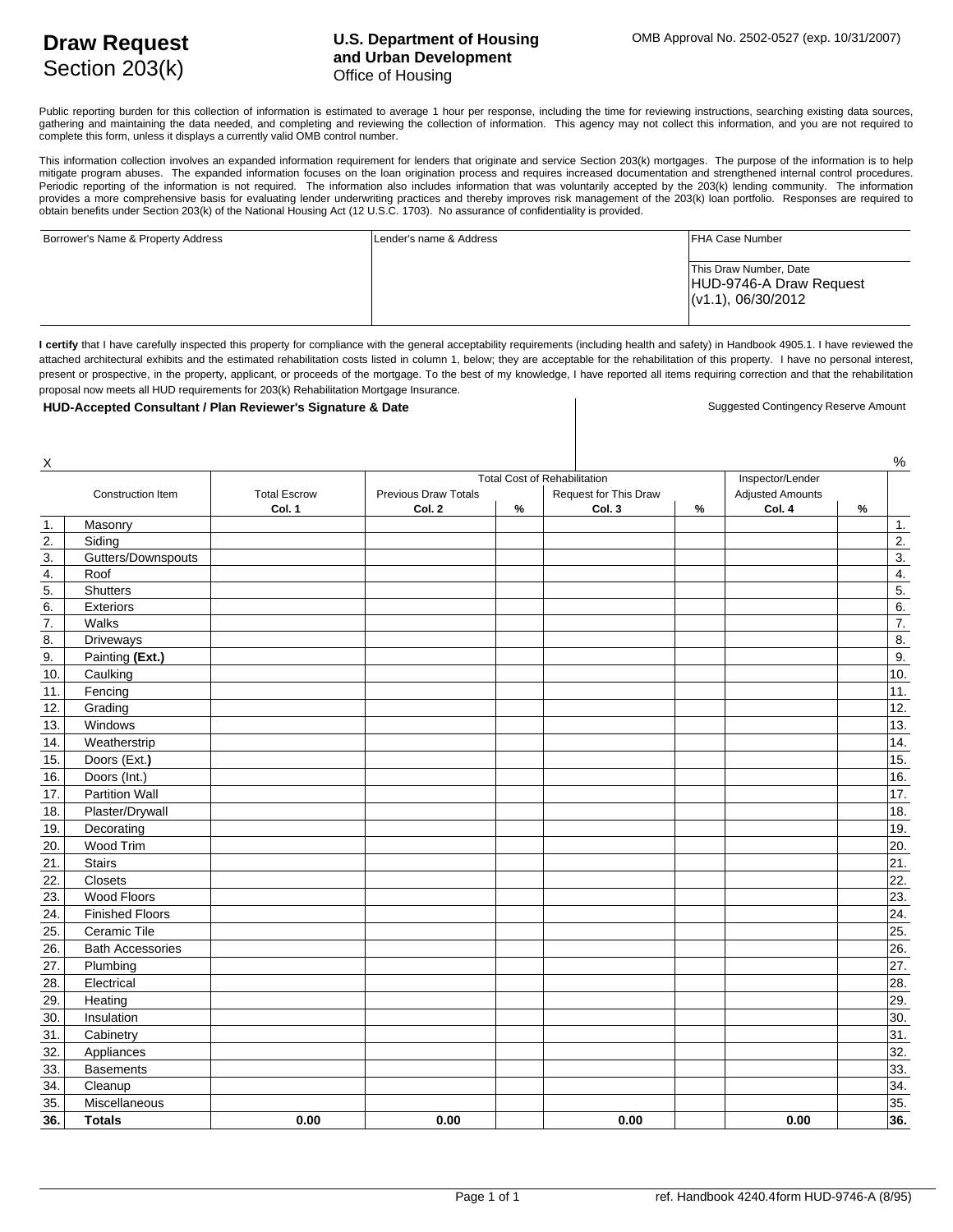# Draw Request
Section 203(k)

**U.S. Department of Housing and Urban Development**
Office of Housing

OMB Approval No. 2502-0527 (exp. 10/31/2007)

Public reporting burden for this collection of information is estimated to average 1 hour per response, including the time for reviewing instructions, searching existing data sources, gathering and maintaining the data needed, and completing and reviewing the collection of information. This agency may not collect this information, and you are not required to complete this form, unless it displays a currently valid OMB control number.

This information collection involves an expanded information requirement for lenders that originate and service Section 203(k) mortgages. The purpose of the information is to help mitigate program abuses. The expanded information focuses on the loan origination process and requires increased documentation and strengthened internal control procedures. Periodic reporting of the information is not required. The information also includes information that was voluntarily accepted by the 203(k) lending community. The information provides a more comprehensive basis for evaluating lender underwriting practices and thereby improves risk management of the 203(k) loan portfolio. Responses are required to obtain benefits under Section 203(k) of the National Housing Act (12 U.S.C. 1703). No assurance of confidentiality is provided.

| Borrower's Name & Property Address | Lender's name & Address | FHA Case Number |
|---|---|---|
| | | This Draw Number, Date<br>HUD-9746-A Draw Request (v1.1), 06/30/2012 |

**I certify** that I have carefully inspected this property for compliance with the general acceptability requirements (including health and safety) in Handbook 4905.1. I have reviewed the attached architectural exhibits and the estimated rehabilitation costs listed in column 1, below; they are acceptable for the rehabilitation of this property. I have no personal interest, present or prospective, in the property, applicant, or proceeds of the mortgage. To the best of my knowledge, I have reported all items requiring correction and that the rehabilitation proposal now meets all HUD requirements for 203(k) Rehabilitation Mortgage Insurance.

**HUD-Accepted Consultant / Plan Reviewer's Signature & Date**

X

Suggested Contingency Reserve Amount

%

| | Construction Item | Total Escrow<br>**Col. 1** | Total Cost of Rehabilitation<br>Previous Draw Totals<br>**Col. 2** | **%** | Request for This Draw<br>**Col. 3** | **%** | Inspector/Lender<br>Adjusted Amounts<br>**Col. 4** | **%** | |
|---|---|---|---|---|---|---|---|---|---|
| 1. | Masonry | | | | | | | | 1. |
| 2. | Siding | | | | | | | | 2. |
| 3. | Gutters/Downspouts | | | | | | | | 3. |
| 4. | Roof | | | | | | | | 4. |
| 5. | Shutters | | | | | | | | 5. |
| 6. | Exteriors | | | | | | | | 6. |
| 7. | Walks | | | | | | | | 7. |
| 8. | Driveways | | | | | | | | 8. |
| 9. | Painting **(Ext.)** | | | | | | | | 9. |
| 10. | Caulking | | | | | | | | 10. |
| 11. | Fencing | | | | | | | | 11. |
| 12. | Grading | | | | | | | | 12. |
| 13. | Windows | | | | | | | | 13. |
| 14. | Weatherstrip | | | | | | | | 14. |
| 15. | Doors (Ext.**)** | | | | | | | | 15. |
| 16. | Doors (Int.) | | | | | | | | 16. |
| 17. | Partition Wall | | | | | | | | 17. |
| 18. | Plaster/Drywall | | | | | | | | 18. |
| 19. | Decorating | | | | | | | | 19. |
| 20. | Wood Trim | | | | | | | | 20. |
| 21. | Stairs | | | | | | | | 21. |
| 22. | Closets | | | | | | | | 22. |
| 23. | Wood Floors | | | | | | | | 23. |
| 24. | Finished Floors | | | | | | | | 24. |
| 25. | Ceramic Tile | | | | | | | | 25. |
| 26. | Bath Accessories | | | | | | | | 26. |
| 27. | Plumbing | | | | | | | | 27. |
| 28. | Electrical | | | | | | | | 28. |
| 29. | Heating | | | | | | | | 29. |
| 30. | Insulation | | | | | | | | 30. |
| 31. | Cabinetry | | | | | | | | 31. |
| 32. | Appliances | | | | | | | | 32. |
| 33. | Basements | | | | | | | | 33. |
| 34. | Cleanup | | | | | | | | 34. |
| 35. | Miscellaneous | | | | | | | | 35. |
| **36.** | **Totals** | **0.00** | **0.00** | | **0.00** | | **0.00** | | **36.** |

ref. Handbook 4240.4 form HUD-9746-A (8/95)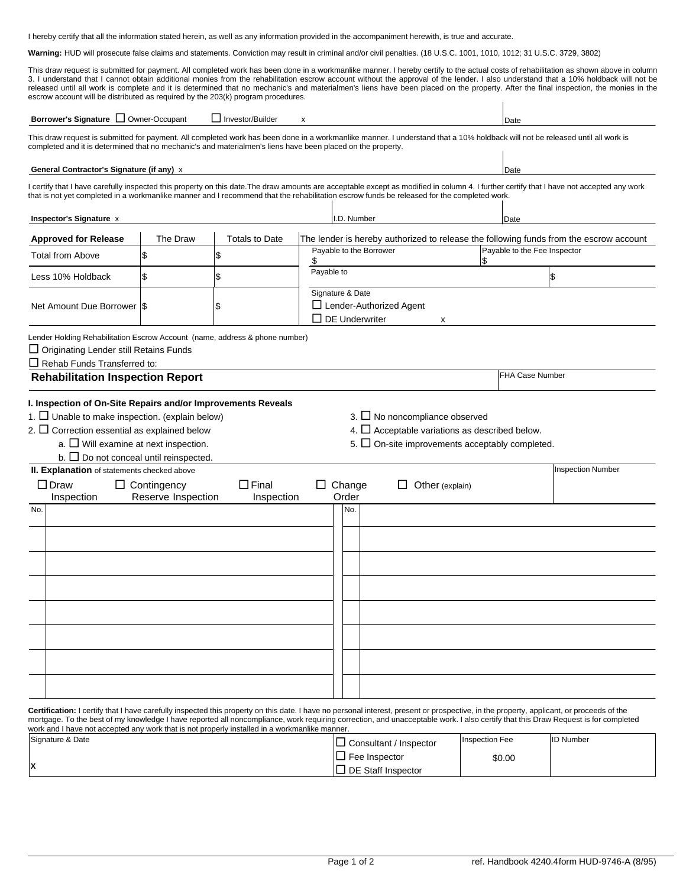I hereby certify that all the information stated herein, as well as any information provided in the accompaniment herewith, is true and accurate.

**Warning:** HUD will prosecute false claims and statements. Conviction may result in criminal and/or civil penalties. (18 U.S.C. 1001, 1010, 1012; 31 U.S.C. 3729, 3802)

This draw request is submitted for payment. All completed work has been done in a workmanlike manner. I hereby certify to the actual costs of rehabilitation as shown above in column 3. I understand that I cannot obtain additional monies from the rehabilitation escrow account without the approval of the lender. I also understand that a 10% holdback will not be released until all work is complete and it is determined that no mechanic's and materialmen's liens have been placed on the property. After the final inspection, the monies in the escrow account will be distributed as required by the 203(k) program procedures.

| **Borrower's Signature** ☐ Owner-Occupant ☐ Investor/Builder x | Date |
|---|---|

This draw request is submitted for payment. All completed work has been done in a workmanlike manner. I understand that a 10% holdback will not be released until all work is completed and it is determined that no mechanic's and materialmen's liens have been placed on the property.

| **General Contractor's Signature (if any)** x | Date |
|---|---|

I certify that I have carefully inspected this property on this date.The draw amounts are acceptable except as modified in column 4. I further certify that I have not accepted any work that is not yet completed in a workmanlike manner and I recommend that the rehabilitation escrow funds be released for the completed work.

| **Inspector's Signature** x | I.D. Number | Date |
|---|---|---|

| **Approved for Release** | The Draw | Totals to Date | The lender is hereby authorized to release the following funds from the escrow account | |
|---|---|---|---|---|
| Total from Above | $ | $ | Payable to the Borrower $ | Payable to the Fee Inspector $ |
| Less 10% Holdback | $ | $ | Payable to | $ |
| Net Amount Due Borrower | $ | $ | Signature & Date ☐ Lender-Authorized Agent ☐ DE Underwriter x | |

Lender Holding Rehabilitation Escrow Account (name, address & phone number)

☐ Originating Lender still Retains Funds

☐ Rehab Funds Transferred to:

## Rehabilitation Inspection Report

FHA Case Number

### I. Inspection of On-Site Repairs and/or Improvements Reveals

1. ☐ Unable to make inspection. (explain below)
2. ☐ Correction essential as explained below
   - a. ☐ Will examine at next inspection.
   - b. ☐ Do not conceal until reinspected.
3. ☐ No noncompliance observed
4. ☐ Acceptable variations as described below.
5. ☐ On-site improvements acceptably completed.

**II. Explanation** of statements checked above

☐ Draw Inspection ☐ Contingency Reserve Inspection ☐ Final Inspection ☐ Change Order ☐ Other (explain)

Inspection Number

| No. | | No. | |
|---|---|---|---|
| | | | |
| | | | |
| | | | |
| | | | |
| | | | |
| | | | |
| | | | |
| | | | |

**Certification:** I certify that I have carefully inspected this property on this date. I have no personal interest, present or prospective, in the property, applicant, or proceeds of the mortgage. To the best of my knowledge I have reported all noncompliance, work requiring correction, and unacceptable work. I also certify that this Draw Request is for completed work and I have not accepted any work that is not properly installed in a workmanlike manner.

| Signature & Date | | Inspection Fee | ID Number |
|---|---|---|---|
| x | ☐ Consultant / Inspector ☐ Fee Inspector ☐ DE Staff Inspector | $0.00 | |

ref. Handbook 4240.4 form HUD-9746-A (8/95)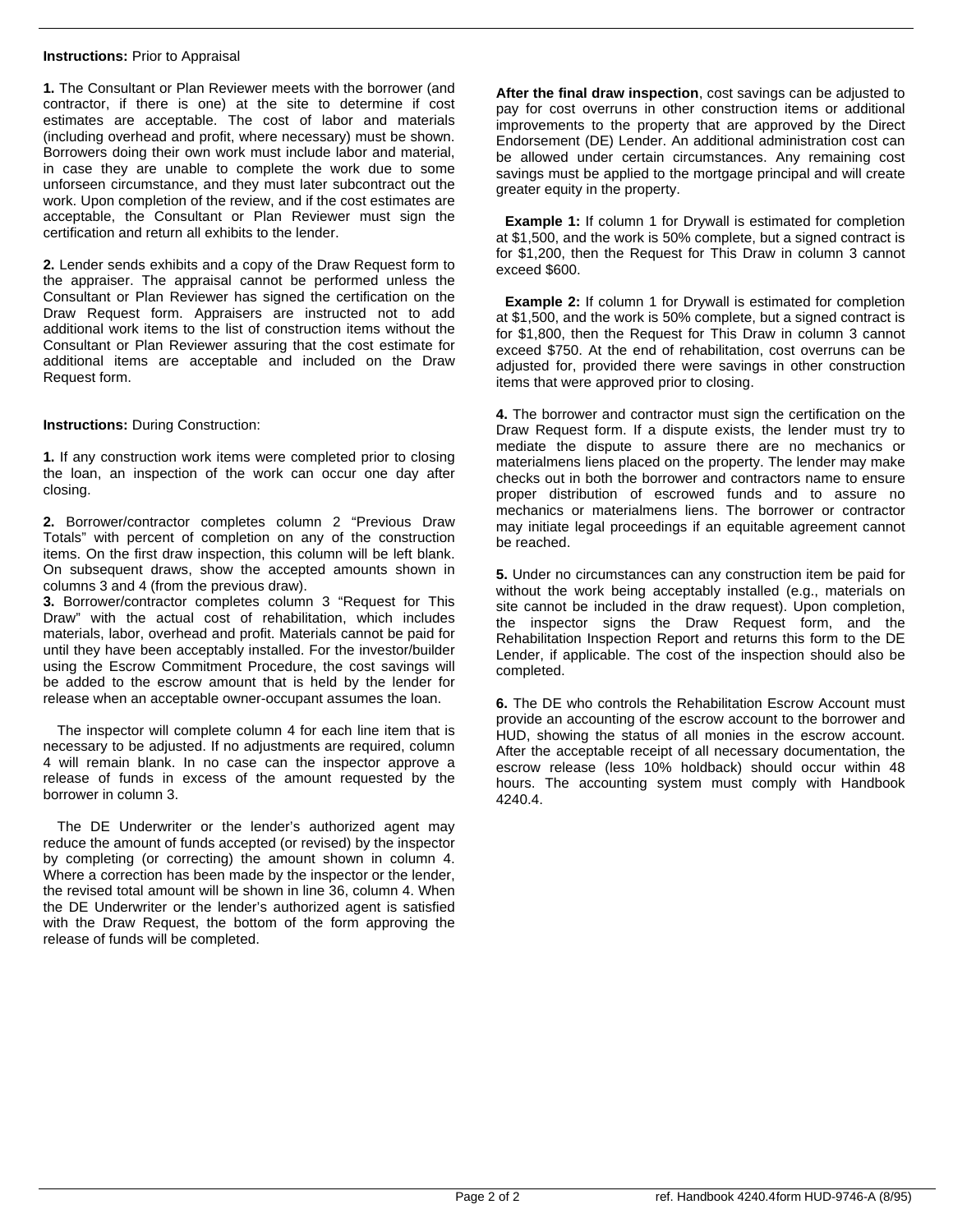**Instructions:** Prior to Appraisal

**1.** The Consultant or Plan Reviewer meets with the borrower (and contractor, if there is one) at the site to determine if cost estimates are acceptable. The cost of labor and materials (including overhead and profit, where necessary) must be shown. Borrowers doing their own work must include labor and material, in case they are unable to complete the work due to some unforseen circumstance, and they must later subcontract out the work. Upon completion of the review, and if the cost estimates are acceptable, the Consultant or Plan Reviewer must sign the certification and return all exhibits to the lender.

**2.** Lender sends exhibits and a copy of the Draw Request form to the appraiser. The appraisal cannot be performed unless the Consultant or Plan Reviewer has signed the certification on the Draw Request form. Appraisers are instructed not to add additional work items to the list of construction items without the Consultant or Plan Reviewer assuring that the cost estimate for additional items are acceptable and included on the Draw Request form.

**Instructions:** During Construction:

**1.** If any construction work items were completed prior to closing the loan, an inspection of the work can occur one day after closing.

**2.** Borrower/contractor completes column 2 "Previous Draw Totals" with percent of completion on any of the construction items. On the first draw inspection, this column will be left blank. On subsequent draws, show the accepted amounts shown in columns 3 and 4 (from the previous draw).

**3.** Borrower/contractor completes column 3 "Request for This Draw" with the actual cost of rehabilitation, which includes materials, labor, overhead and profit. Materials cannot be paid for until they have been acceptably installed. For the investor/builder using the Escrow Commitment Procedure, the cost savings will be added to the escrow amount that is held by the lender for release when an acceptable owner-occupant assumes the loan.

The inspector will complete column 4 for each line item that is necessary to be adjusted. If no adjustments are required, column 4 will remain blank. In no case can the inspector approve a release of funds in excess of the amount requested by the borrower in column 3.

The DE Underwriter or the lender's authorized agent may reduce the amount of funds accepted (or revised) by the inspector by completing (or correcting) the amount shown in column 4. Where a correction has been made by the inspector or the lender, the revised total amount will be shown in line 36, column 4. When the DE Underwriter or the lender's authorized agent is satisfied with the Draw Request, the bottom of the form approving the release of funds will be completed.

**After the final draw inspection**, cost savings can be adjusted to pay for cost overruns in other construction items or additional improvements to the property that are approved by the Direct Endorsement (DE) Lender. An additional administration cost can be allowed under certain circumstances. Any remaining cost savings must be applied to the mortgage principal and will create greater equity in the property.

**Example 1:** If column 1 for Drywall is estimated for completion at $1,500, and the work is 50% complete, but a signed contract is for $1,200, then the Request for This Draw in column 3 cannot exceed $600.

**Example 2:** If column 1 for Drywall is estimated for completion at $1,500, and the work is 50% complete, but a signed contract is for $1,800, then the Request for This Draw in column 3 cannot exceed $750. At the end of rehabilitation, cost overruns can be adjusted for, provided there were savings in other construction items that were approved prior to closing.

**4.** The borrower and contractor must sign the certification on the Draw Request form. If a dispute exists, the lender must try to mediate the dispute to assure there are no mechanics or materialmens liens placed on the property. The lender may make checks out in both the borrower and contractors name to ensure proper distribution of escrowed funds and to assure no mechanics or materialmens liens. The borrower or contractor may initiate legal proceedings if an equitable agreement cannot be reached.

**5.** Under no circumstances can any construction item be paid for without the work being acceptably installed (e.g., materials on site cannot be included in the draw request). Upon completion, the inspector signs the Draw Request form, and the Rehabilitation Inspection Report and returns this form to the DE Lender, if applicable. The cost of the inspection should also be completed.

**6.** The DE who controls the Rehabilitation Escrow Account must provide an accounting of the escrow account to the borrower and HUD, showing the status of all monies in the escrow account. After the acceptable receipt of all necessary documentation, the escrow release (less 10% holdback) should occur within 48 hours. The accounting system must comply with Handbook 4240.4.

ref. Handbook 4240.4form HUD-9746-A (8/95)